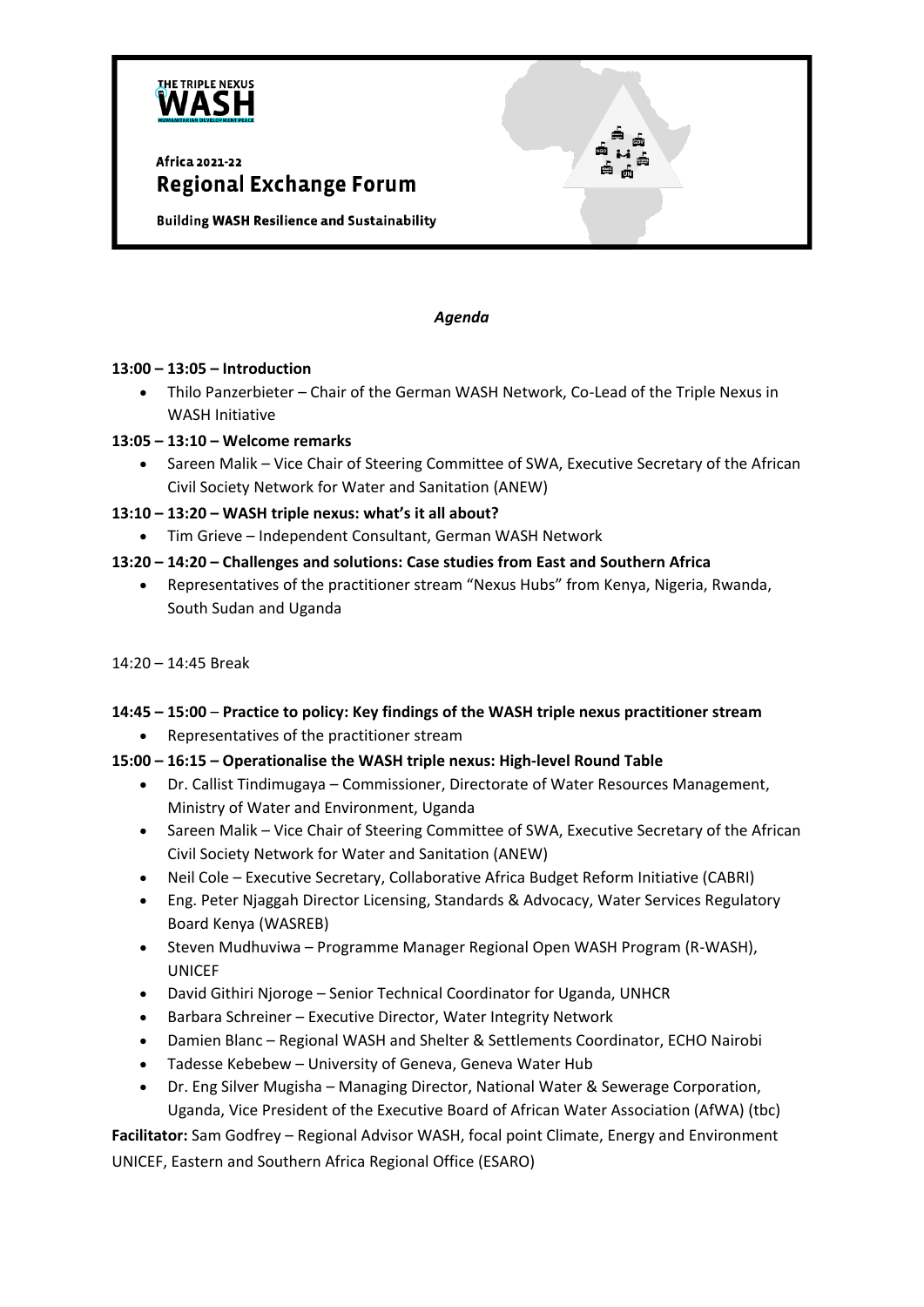THE TRIPLE NEXUS IN WASH

HUMANITARIAN DEVELOPMENT PEACE

Africa 2021-22

# Regional Exchange Forum

**Building WASH Resilience and Sustainability**

*Agenda*

**13:00 – 13:05 – Introduction**

- Thilo Panzerbieter – Chair of the German WASH Network, Co-Lead of the Triple Nexus in WASH Initiative

**13:05 – 13:10 – Welcome remarks**

- Sareen Malik – Vice Chair of Steering Committee of SWA, Executive Secretary of the African Civil Society Network for Water and Sanitation (ANEW)

**13:10 – 13:20 – WASH triple nexus: what's it all about?**

- Tim Grieve – Independent Consultant, German WASH Network

**13:20 – 14:20 – Challenges and solutions: Case studies from East and Southern Africa**

- Representatives of the practitioner stream "Nexus Hubs" from Kenya, Nigeria, Rwanda, South Sudan and Uganda

14:20 – 14:45 Break

**14:45 – 15:00** – **Practice to policy: Key findings of the WASH triple nexus practitioner stream**

- Representatives of the practitioner stream

**15:00 – 16:15 – Operationalise the WASH triple nexus: High-level Round Table**

- Dr. Callist Tindimugaya – Commissioner, Directorate of Water Resources Management, Ministry of Water and Environment, Uganda
- Sareen Malik – Vice Chair of Steering Committee of SWA, Executive Secretary of the African Civil Society Network for Water and Sanitation (ANEW)
- Neil Cole – Executive Secretary, Collaborative Africa Budget Reform Initiative (CABRI)
- Eng. Peter Njaggah Director Licensing, Standards & Advocacy, Water Services Regulatory Board Kenya (WASREB)
- Steven Mudhuviwa – Programme Manager Regional Open WASH Program (R-WASH), UNICEF
- David Githiri Njoroge – Senior Technical Coordinator for Uganda, UNHCR
- Barbara Schreiner – Executive Director, Water Integrity Network
- Damien Blanc – Regional WASH and Shelter & Settlements Coordinator, ECHO Nairobi
- Tadesse Kebebew – University of Geneva, Geneva Water Hub
- Dr. Eng Silver Mugisha – Managing Director, National Water & Sewerage Corporation, Uganda, Vice President of the Executive Board of African Water Association (AfWA) (tbc)

**Facilitator:** Sam Godfrey – Regional Advisor WASH, focal point Climate, Energy and Environment UNICEF, Eastern and Southern Africa Regional Office (ESARO)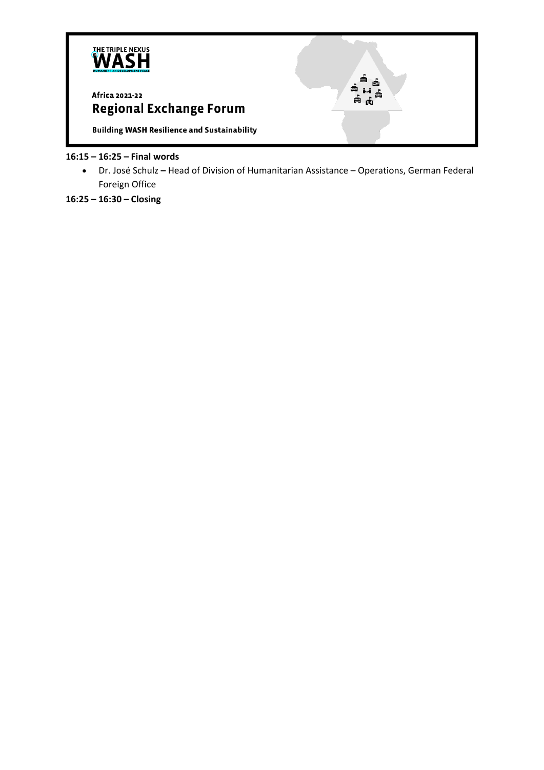**16:15 – 16:25 – Final words**

- Dr. José Schulz **–** Head of Division of Humanitarian Assistance – Operations, German Federal Foreign Office

**16:25 – 16:30 – Closing**